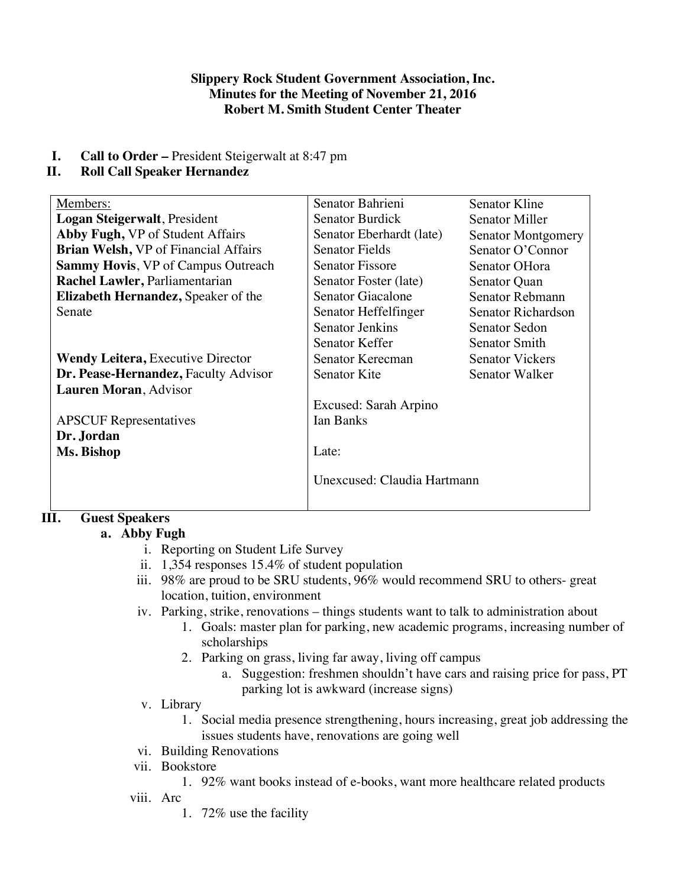**Slippery Rock Student Government Association, Inc.**
**Minutes for the Meeting of November 21, 2016**
**Robert M. Smith Student Center Theater**

I. **Call to Order –** President Steigerwalt at 8:47 pm
II. **Roll Call Speaker Hernandez**

| Members: | | |
|---|---|---|
| **Logan Steigerwalt**, President | Senator Bahrieni | Senator Kline |
| **Abby Fugh,** VP of Student Affairs | Senator Burdick | Senator Miller |
| **Brian Welsh,** VP of Financial Affairs | Senator Eberhardt (late) | Senator Montgomery |
| **Sammy Hovis**, VP of Campus Outreach | Senator Fields | Senator O'Connor |
| **Rachel Lawler,** Parliamentarian | Senator Fissore | Senator OHora |
| **Elizabeth Hernandez,** Speaker of the Senate | Senator Foster (late) | Senator Quan |
| | Senator Giacalone | Senator Rebmann |
| | Senator Heffelfinger | Senator Richardson |
| | Senator Jenkins | Senator Sedon |
| **Wendy Leitera,** Executive Director | Senator Keffer | Senator Smith |
| **Dr. Pease-Hernandez,** Faculty Advisor | Senator Kerecman | Senator Vickers |
| **Lauren Moran**, Advisor | Senator Kite | Senator Walker |
| APSCUF Representatives | Excused: Sarah Arpino | |
| **Dr. Jordan** | Ian Banks | |
| **Ms. Bishop** | Late: | |
| | Unexcused: Claudia Hartmann | |

III. **Guest Speakers**

a. **Abby Fugh**

i. Reporting on Student Life Survey

ii. 1,354 responses 15.4% of student population

iii. 98% are proud to be SRU students, 96% would recommend SRU to others- great location, tuition, environment

iv. Parking, strike, renovations – things students want to talk to administration about

1. Goals: master plan for parking, new academic programs, increasing number of scholarships
2. Parking on grass, living far away, living off campus
   a. Suggestion: freshmen shouldn't have cars and raising price for pass, PT parking lot is awkward (increase signs)

v. Library

1. Social media presence strengthening, hours increasing, great job addressing the issues students have, renovations are going well

vi. Building Renovations

vii. Bookstore

1. 92% want books instead of e-books, want more healthcare related products

viii. Arc

1. 72% use the facility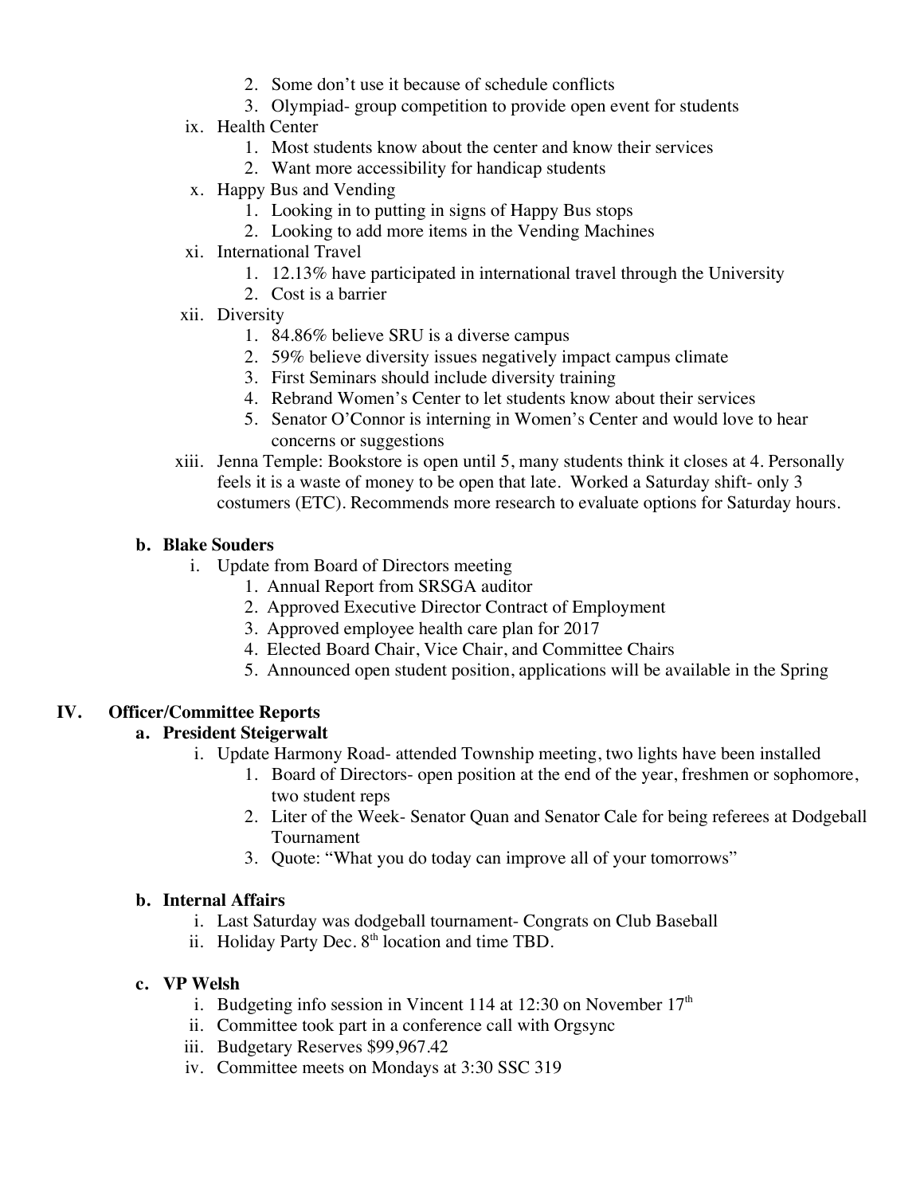2. Some don't use it because of schedule conflicts
3. Olympiad- group competition to provide open event for students

ix. Health Center
1. Most students know about the center and know their services
2. Want more accessibility for handicap students

x. Happy Bus and Vending
1. Looking in to putting in signs of Happy Bus stops
2. Looking to add more items in the Vending Machines

xi. International Travel
1. 12.13% have participated in international travel through the University
2. Cost is a barrier

xii. Diversity
1. 84.86% believe SRU is a diverse campus
2. 59% believe diversity issues negatively impact campus climate
3. First Seminars should include diversity training
4. Rebrand Women's Center to let students know about their services
5. Senator O'Connor is interning in Women's Center and would love to hear concerns or suggestions

xiii. Jenna Temple: Bookstore is open until 5, many students think it closes at 4. Personally feels it is a waste of money to be open that late. Worked a Saturday shift- only 3 costumers (ETC). Recommends more research to evaluate options for Saturday hours.

### b. Blake Souders

i. Update from Board of Directors meeting
1. Annual Report from SRSGA auditor
2. Approved Executive Director Contract of Employment
3. Approved employee health care plan for 2017
4. Elected Board Chair, Vice Chair, and Committee Chairs
5. Announced open student position, applications will be available in the Spring

## IV. Officer/Committee Reports

### a. President Steigerwalt

i. Update Harmony Road- attended Township meeting, two lights have been installed
1. Board of Directors- open position at the end of the year, freshmen or sophomore, two student reps
2. Liter of the Week- Senator Quan and Senator Cale for being referees at Dodgeball Tournament
3. Quote: "What you do today can improve all of your tomorrows"

### b. Internal Affairs

i. Last Saturday was dodgeball tournament- Congrats on Club Baseball
ii. Holiday Party Dec. 8th location and time TBD.

### c. VP Welsh

i. Budgeting info session in Vincent 114 at 12:30 on November 17th
ii. Committee took part in a conference call with Orgsync
iii. Budgetary Reserves $99,967.42
iv. Committee meets on Mondays at 3:30 SSC 319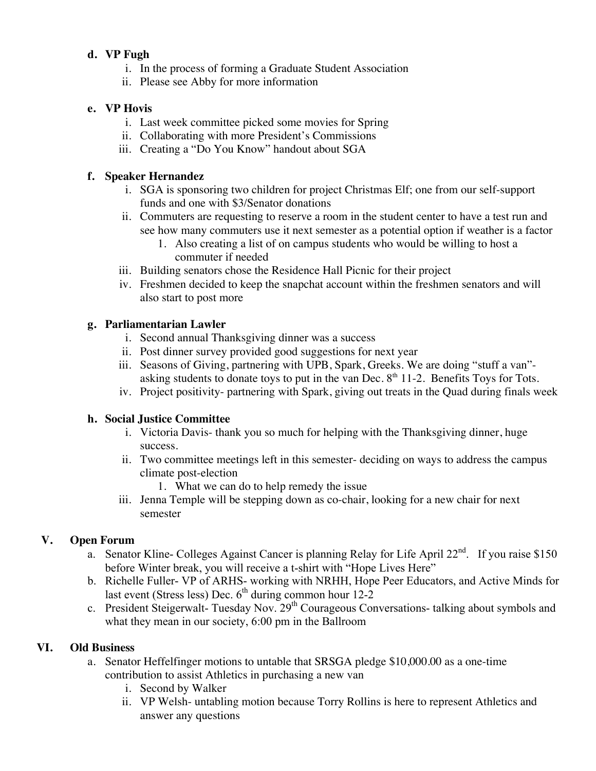- **d. VP Fugh**
  - i. In the process of forming a Graduate Student Association
  - ii. Please see Abby for more information

- **e. VP Hovis**
  - i. Last week committee picked some movies for Spring
  - ii. Collaborating with more President's Commissions
  - iii. Creating a "Do You Know" handout about SGA

- **f. Speaker Hernandez**
  - i. SGA is sponsoring two children for project Christmas Elf; one from our self-support funds and one with $3/Senator donations
  - ii. Commuters are requesting to reserve a room in the student center to have a test run and see how many commuters use it next semester as a potential option if weather is a factor
    1. Also creating a list of on campus students who would be willing to host a commuter if needed
  - iii. Building senators chose the Residence Hall Picnic for their project
  - iv. Freshmen decided to keep the snapchat account within the freshmen senators and will also start to post more

- **g. Parliamentarian Lawler**
  - i. Second annual Thanksgiving dinner was a success
  - ii. Post dinner survey provided good suggestions for next year
  - iii. Seasons of Giving, partnering with UPB, Spark, Greeks. We are doing "stuff a van"- asking students to donate toys to put in the van Dec. 8th 11-2. Benefits Toys for Tots.
  - iv. Project positivity- partnering with Spark, giving out treats in the Quad during finals week

- **h. Social Justice Committee**
  - i. Victoria Davis- thank you so much for helping with the Thanksgiving dinner, huge success.
  - ii. Two committee meetings left in this semester- deciding on ways to address the campus climate post-election
    1. What we can do to help remedy the issue
  - iii. Jenna Temple will be stepping down as co-chair, looking for a new chair for next semester

## V. Open Forum

- a. Senator Kline- Colleges Against Cancer is planning Relay for Life April 22nd. If you raise $150 before Winter break, you will receive a t-shirt with "Hope Lives Here"
- b. Richelle Fuller- VP of ARHS- working with NRHH, Hope Peer Educators, and Active Minds for last event (Stress less) Dec. 6th during common hour 12-2
- c. President Steigerwalt- Tuesday Nov. 29th Courageous Conversations- talking about symbols and what they mean in our society, 6:00 pm in the Ballroom

## VI. Old Business

- a. Senator Heffelfinger motions to untable that SRSGA pledge $10,000.00 as a one-time contribution to assist Athletics in purchasing a new van
  - i. Second by Walker
  - ii. VP Welsh- untabling motion because Torry Rollins is here to represent Athletics and answer any questions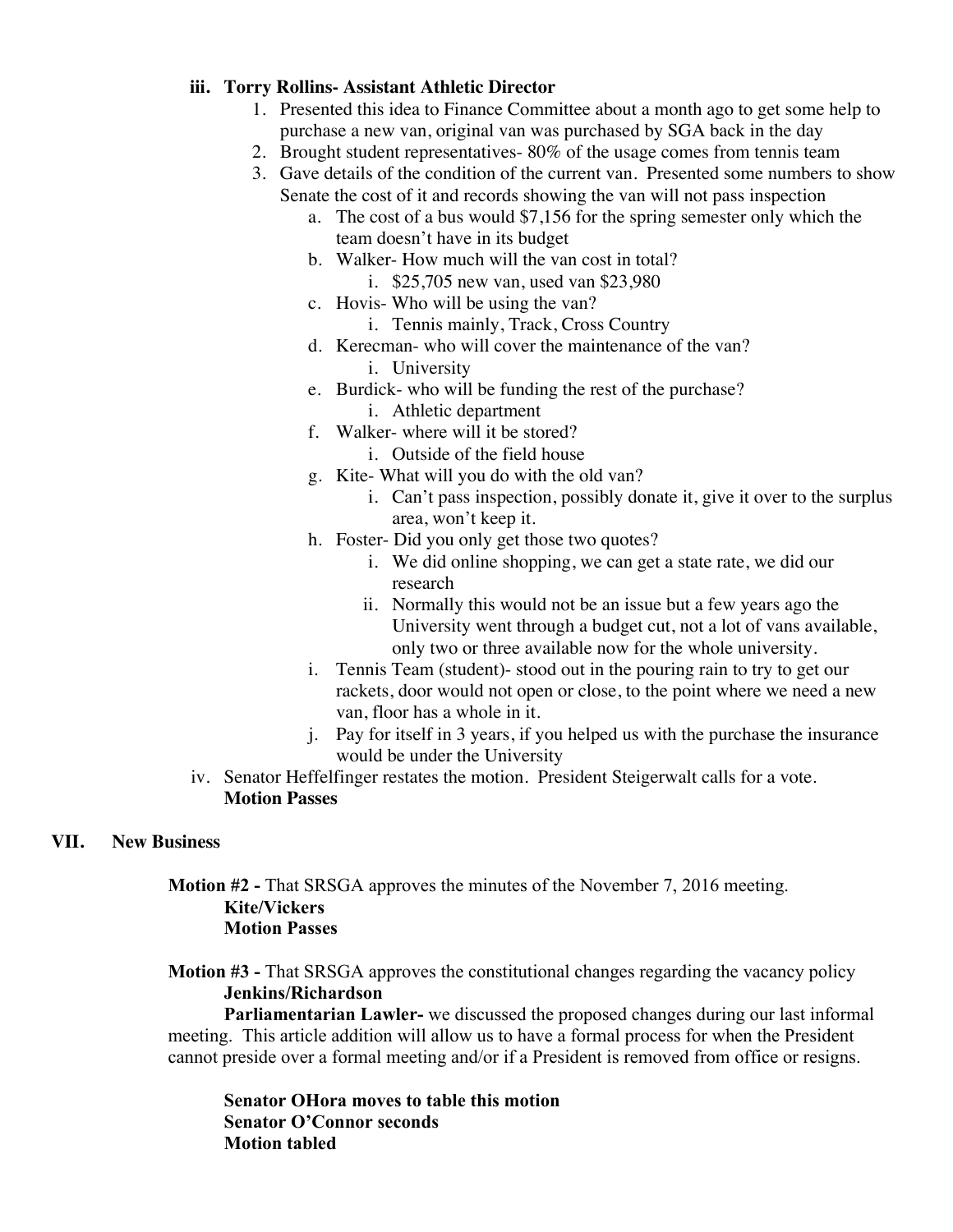**iii. Torry Rollins- Assistant Athletic Director**

1. Presented this idea to Finance Committee about a month ago to get some help to purchase a new van, original van was purchased by SGA back in the day
2. Brought student representatives- 80% of the usage comes from tennis team
3. Gave details of the condition of the current van. Presented some numbers to show Senate the cost of it and records showing the van will not pass inspection
    a. The cost of a bus would $7,156 for the spring semester only which the team doesn't have in its budget
    b. Walker- How much will the van cost in total?
        i. $25,705 new van, used van $23,980
    c. Hovis- Who will be using the van?
        i. Tennis mainly, Track, Cross Country
    d. Kerecman- who will cover the maintenance of the van?
        i. University
    e. Burdick- who will be funding the rest of the purchase?
        i. Athletic department
    f. Walker- where will it be stored?
        i. Outside of the field house
    g. Kite- What will you do with the old van?
        i. Can't pass inspection, possibly donate it, give it over to the surplus area, won't keep it.
    h. Foster- Did you only get those two quotes?
        i. We did online shopping, we can get a state rate, we did our research
        ii. Normally this would not be an issue but a few years ago the University went through a budget cut, not a lot of vans available, only two or three available now for the whole university.
    i. Tennis Team (student)- stood out in the pouring rain to try to get our rackets, door would not open or close, to the point where we need a new van, floor has a whole in it.
    j. Pay for itself in 3 years, if you helped us with the purchase the insurance would be under the University

iv. Senator Heffelfinger restates the motion. President Steigerwalt calls for a vote.
**Motion Passes**

## VII. New Business

**Motion #2 -** That SRSGA approves the minutes of the November 7, 2016 meeting.
**Kite/Vickers**
**Motion Passes**

**Motion #3 -** That SRSGA approves the constitutional changes regarding the vacancy policy
**Jenkins/Richardson**
**Parliamentarian Lawler-** we discussed the proposed changes during our last informal meeting. This article addition will allow us to have a formal process for when the President cannot preside over a formal meeting and/or if a President is removed from office or resigns.

**Senator OHora moves to table this motion**
**Senator O'Connor seconds**
**Motion tabled**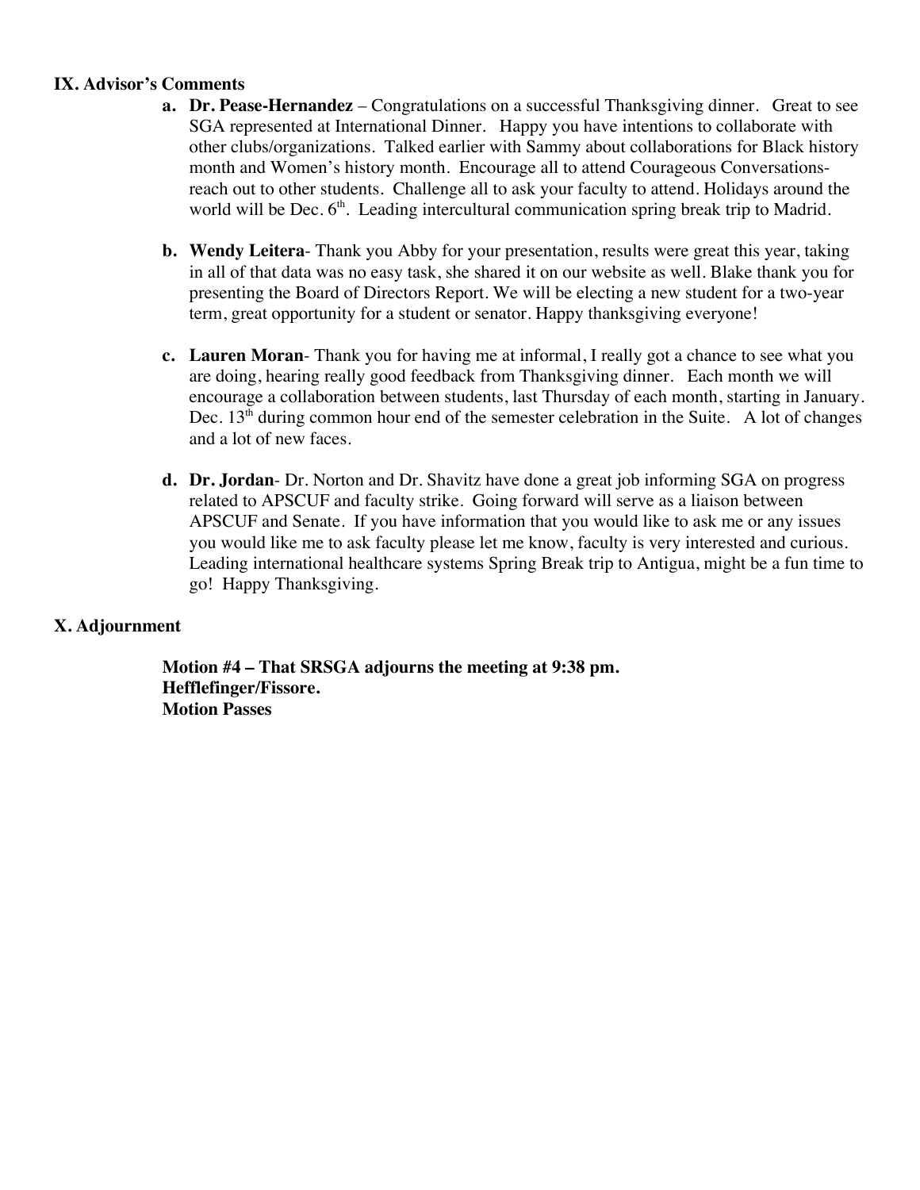## IX. Advisor's Comments

a. **Dr. Pease-Hernandez** – Congratulations on a successful Thanksgiving dinner. Great to see SGA represented at International Dinner. Happy you have intentions to collaborate with other clubs/organizations. Talked earlier with Sammy about collaborations for Black history month and Women's history month. Encourage all to attend Courageous Conversations- reach out to other students. Challenge all to ask your faculty to attend. Holidays around the world will be Dec. 6th. Leading intercultural communication spring break trip to Madrid.

b. **Wendy Leitera**- Thank you Abby for your presentation, results were great this year, taking in all of that data was no easy task, she shared it on our website as well. Blake thank you for presenting the Board of Directors Report. We will be electing a new student for a two-year term, great opportunity for a student or senator. Happy thanksgiving everyone!

c. **Lauren Moran**- Thank you for having me at informal, I really got a chance to see what you are doing, hearing really good feedback from Thanksgiving dinner. Each month we will encourage a collaboration between students, last Thursday of each month, starting in January. Dec. 13th during common hour end of the semester celebration in the Suite. A lot of changes and a lot of new faces.

d. **Dr. Jordan**- Dr. Norton and Dr. Shavitz have done a great job informing SGA on progress related to APSCUF and faculty strike. Going forward will serve as a liaison between APSCUF and Senate. If you have information that you would like to ask me or any issues you would like me to ask faculty please let me know, faculty is very interested and curious. Leading international healthcare systems Spring Break trip to Antigua, might be a fun time to go! Happy Thanksgiving.

## X. Adjournment

**Motion #4 – That SRSGA adjourns the meeting at 9:38 pm.**
**Hefflefinger/Fissore.**
**Motion Passes**